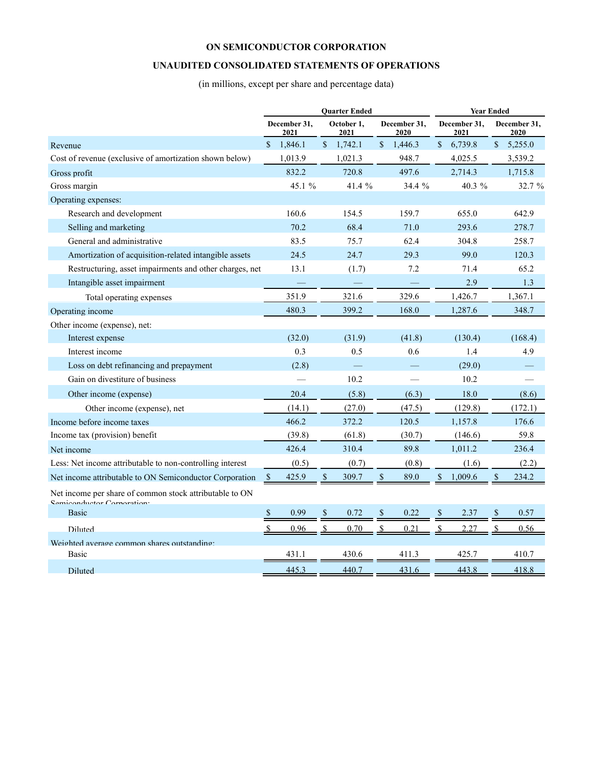# ON SEMICONDUCTOR CORPORATION

## UNAUDITED CONSOLIDATED STATEMENTS OF OPERATIONS

(in millions, except per share and percentage data)

| | Quarter Ended | | | Year Ended | |
|---|---|---|---|---|---|
| | December 31, 2021 | October 1, 2021 | December 31, 2020 | December 31, 2021 | December 31, 2020 |
| Revenue | $ 1,846.1 | $ 1,742.1 | $ 1,446.3 | $ 6,739.8 | $ 5,255.0 |
| Cost of revenue (exclusive of amortization shown below) | 1,013.9 | 1,021.3 | 948.7 | 4,025.5 | 3,539.2 |
| Gross profit | 832.2 | 720.8 | 497.6 | 2,714.3 | 1,715.8 |
| Gross margin | 45.1 % | 41.4 % | 34.4 % | 40.3 % | 32.7 % |
| Operating expenses: | | | | | |
| Research and development | 160.6 | 154.5 | 159.7 | 655.0 | 642.9 |
| Selling and marketing | 70.2 | 68.4 | 71.0 | 293.6 | 278.7 |
| General and administrative | 83.5 | 75.7 | 62.4 | 304.8 | 258.7 |
| Amortization of acquisition-related intangible assets | 24.5 | 24.7 | 29.3 | 99.0 | 120.3 |
| Restructuring, asset impairments and other charges, net | 13.1 | (1.7) | 7.2 | 71.4 | 65.2 |
| Intangible asset impairment | — | — | — | 2.9 | 1.3 |
| Total operating expenses | 351.9 | 321.6 | 329.6 | 1,426.7 | 1,367.1 |
| Operating income | 480.3 | 399.2 | 168.0 | 1,287.6 | 348.7 |
| Other income (expense), net: | | | | | |
| Interest expense | (32.0) | (31.9) | (41.8) | (130.4) | (168.4) |
| Interest income | 0.3 | 0.5 | 0.6 | 1.4 | 4.9 |
| Loss on debt refinancing and prepayment | (2.8) | — | — | (29.0) | — |
| Gain on divestiture of business | — | 10.2 | — | 10.2 | — |
| Other income (expense) | 20.4 | (5.8) | (6.3) | 18.0 | (8.6) |
| Other income (expense), net | (14.1) | (27.0) | (47.5) | (129.8) | (172.1) |
| Income before income taxes | 466.2 | 372.2 | 120.5 | 1,157.8 | 176.6 |
| Income tax (provision) benefit | (39.8) | (61.8) | (30.7) | (146.6) | 59.8 |
| Net income | 426.4 | 310.4 | 89.8 | 1,011.2 | 236.4 |
| Less: Net income attributable to non-controlling interest | (0.5) | (0.7) | (0.8) | (1.6) | (2.2) |
| Net income attributable to ON Semiconductor Corporation | $ 425.9 | $ 309.7 | $ 89.0 | $ 1,009.6 | $ 234.2 |
| Net income per share of common stock attributable to ON Semiconductor Corporation: | | | | | |
| Basic | $ 0.99 | $ 0.72 | $ 0.22 | $ 2.37 | $ 0.57 |
| Diluted | $ 0.96 | $ 0.70 | $ 0.21 | $ 2.27 | $ 0.56 |
| Weighted average common shares outstanding: | | | | | |
| Basic | 431.1 | 430.6 | 411.3 | 425.7 | 410.7 |
| Diluted | 445.3 | 440.7 | 431.6 | 443.8 | 418.8 |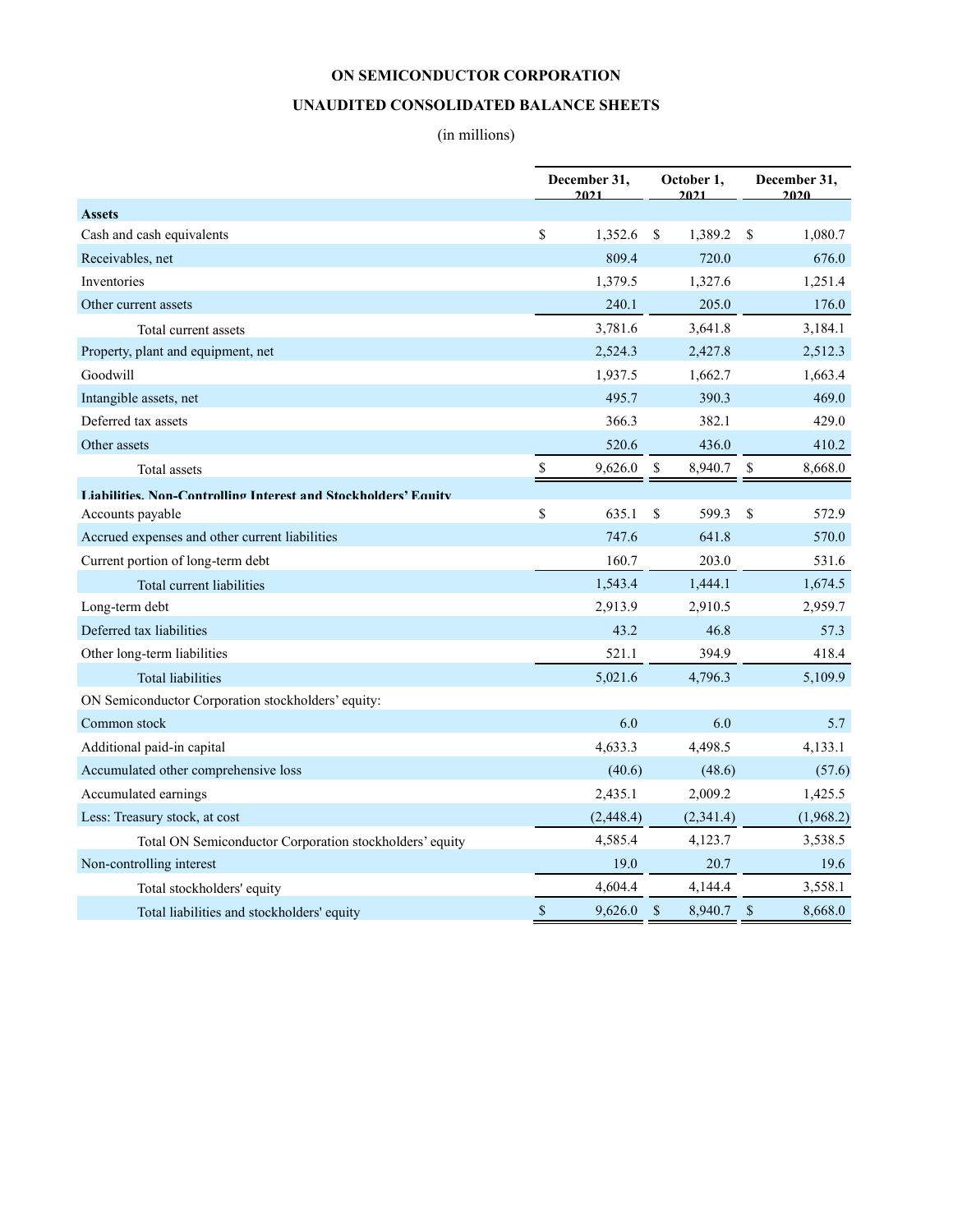# ON SEMICONDUCTOR CORPORATION

## UNAUDITED CONSOLIDATED BALANCE SHEETS

(in millions)

| | December 31, 2021 | October 1, 2021 | December 31, 2020 |
|---|---|---|---|
| **Assets** | | | |
| Cash and cash equivalents | $ 1,352.6 | $ 1,389.2 | $ 1,080.7 |
| Receivables, net | 809.4 | 720.0 | 676.0 |
| Inventories | 1,379.5 | 1,327.6 | 1,251.4 |
| Other current assets | 240.1 | 205.0 | 176.0 |
| Total current assets | 3,781.6 | 3,641.8 | 3,184.1 |
| Property, plant and equipment, net | 2,524.3 | 2,427.8 | 2,512.3 |
| Goodwill | 1,937.5 | 1,662.7 | 1,663.4 |
| Intangible assets, net | 495.7 | 390.3 | 469.0 |
| Deferred tax assets | 366.3 | 382.1 | 429.0 |
| Other assets | 520.6 | 436.0 | 410.2 |
| Total assets | $ 9,626.0 | $ 8,940.7 | $ 8,668.0 |
| **Liabilities, Non-Controlling Interest and Stockholders' Equity** | | | |
| Accounts payable | $ 635.1 | $ 599.3 | $ 572.9 |
| Accrued expenses and other current liabilities | 747.6 | 641.8 | 570.0 |
| Current portion of long-term debt | 160.7 | 203.0 | 531.6 |
| Total current liabilities | 1,543.4 | 1,444.1 | 1,674.5 |
| Long-term debt | 2,913.9 | 2,910.5 | 2,959.7 |
| Deferred tax liabilities | 43.2 | 46.8 | 57.3 |
| Other long-term liabilities | 521.1 | 394.9 | 418.4 |
| Total liabilities | 5,021.6 | 4,796.3 | 5,109.9 |
| ON Semiconductor Corporation stockholders' equity: | | | |
| Common stock | 6.0 | 6.0 | 5.7 |
| Additional paid-in capital | 4,633.3 | 4,498.5 | 4,133.1 |
| Accumulated other comprehensive loss | (40.6) | (48.6) | (57.6) |
| Accumulated earnings | 2,435.1 | 2,009.2 | 1,425.5 |
| Less: Treasury stock, at cost | (2,448.4) | (2,341.4) | (1,968.2) |
| Total ON Semiconductor Corporation stockholders' equity | 4,585.4 | 4,123.7 | 3,538.5 |
| Non-controlling interest | 19.0 | 20.7 | 19.6 |
| Total stockholders' equity | 4,604.4 | 4,144.4 | 3,558.1 |
| Total liabilities and stockholders' equity | $ 9,626.0 | $ 8,940.7 | $ 8,668.0 |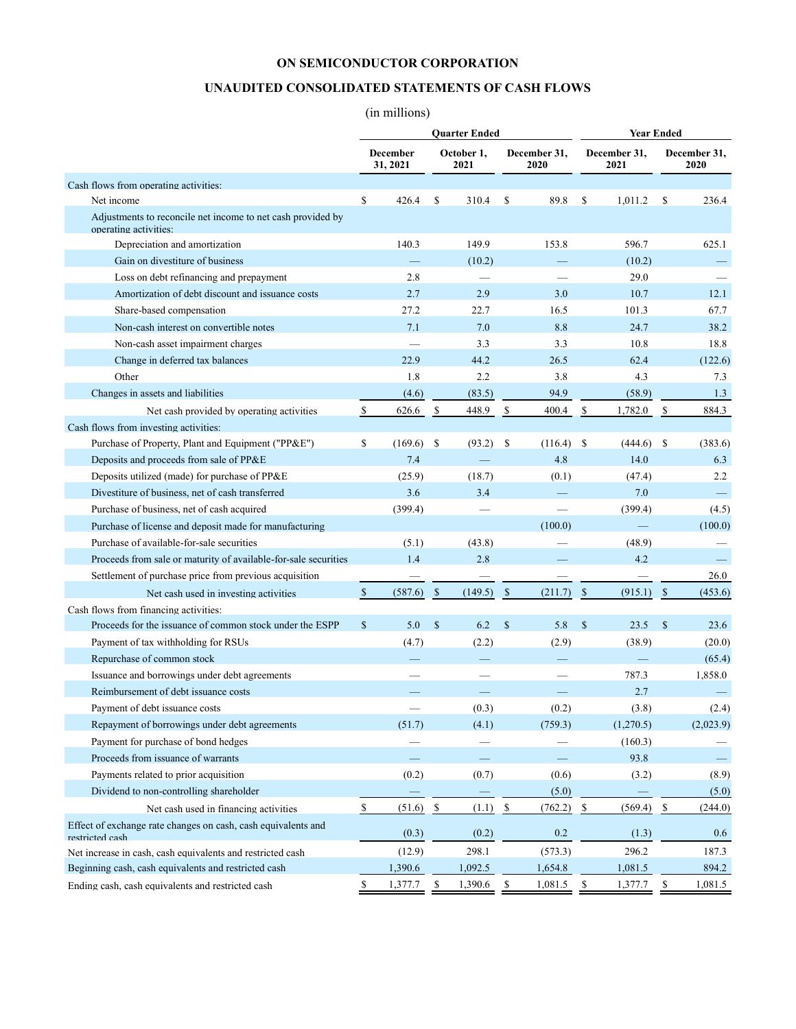# ON SEMICONDUCTOR CORPORATION

## UNAUDITED CONSOLIDATED STATEMENTS OF CASH FLOWS

(in millions)

| | Quarter Ended | | | Year Ended | |
|---|---|---|---|---|---|
| | December 31, 2021 | October 1, 2021 | December 31, 2020 | December 31, 2021 | December 31, 2020 |
| **Cash flows from operating activities:** | | | | | |
| Net income | $ 426.4 | $ 310.4 | $ 89.8 | $ 1,011.2 | $ 236.4 |
| Adjustments to reconcile net income to net cash provided by operating activities: | | | | | |
| Depreciation and amortization | 140.3 | 149.9 | 153.8 | 596.7 | 625.1 |
| Gain on divestiture of business | — | (10.2) | — | (10.2) | — |
| Loss on debt refinancing and prepayment | 2.8 | — | — | 29.0 | — |
| Amortization of debt discount and issuance costs | 2.7 | 2.9 | 3.0 | 10.7 | 12.1 |
| Share-based compensation | 27.2 | 22.7 | 16.5 | 101.3 | 67.7 |
| Non-cash interest on convertible notes | 7.1 | 7.0 | 8.8 | 24.7 | 38.2 |
| Non-cash asset impairment charges | — | 3.3 | 3.3 | 10.8 | 18.8 |
| Change in deferred tax balances | 22.9 | 44.2 | 26.5 | 62.4 | (122.6) |
| Other | 1.8 | 2.2 | 3.8 | 4.3 | 7.3 |
| Changes in assets and liabilities | (4.6) | (83.5) | 94.9 | (58.9) | 1.3 |
| Net cash provided by operating activities | $ 626.6 | $ 448.9 | $ 400.4 | $ 1,782.0 | $ 884.3 |
| **Cash flows from investing activities:** | | | | | |
| Purchase of Property, Plant and Equipment ("PP&E") | $ (169.6) | $ (93.2) | $ (116.4) | $ (444.6) | $ (383.6) |
| Deposits and proceeds from sale of PP&E | 7.4 | — | 4.8 | 14.0 | 6.3 |
| Deposits utilized (made) for purchase of PP&E | (25.9) | (18.7) | (0.1) | (47.4) | 2.2 |
| Divestiture of business, net of cash transferred | 3.6 | 3.4 | — | 7.0 | — |
| Purchase of business, net of cash acquired | (399.4) | — | — | (399.4) | (4.5) |
| Purchase of license and deposit made for manufacturing | | | (100.0) | — | (100.0) |
| Purchase of available-for-sale securities | (5.1) | (43.8) | — | (48.9) | — |
| Proceeds from sale or maturity of available-for-sale securities | 1.4 | 2.8 | — | 4.2 | — |
| Settlement of purchase price from previous acquisition | — | — | — | — | 26.0 |
| Net cash used in investing activities | $ (587.6) | $ (149.5) | $ (211.7) | $ (915.1) | $ (453.6) |
| **Cash flows from financing activities:** | | | | | |
| Proceeds for the issuance of common stock under the ESPP | $ 5.0 | $ 6.2 | $ 5.8 | $ 23.5 | $ 23.6 |
| Payment of tax withholding for RSUs | (4.7) | (2.2) | (2.9) | (38.9) | (20.0) |
| Repurchase of common stock | — | — | — | — | (65.4) |
| Issuance and borrowings under debt agreements | — | — | — | 787.3 | 1,858.0 |
| Reimbursement of debt issuance costs | — | — | — | 2.7 | — |
| Payment of debt issuance costs | — | (0.3) | (0.2) | (3.8) | (2.4) |
| Repayment of borrowings under debt agreements | (51.7) | (4.1) | (759.3) | (1,270.5) | (2,023.9) |
| Payment for purchase of bond hedges | — | — | — | (160.3) | — |
| Proceeds from issuance of warrants | — | — | — | 93.8 | — |
| Payments related to prior acquisition | (0.2) | (0.7) | (0.6) | (3.2) | (8.9) |
| Dividend to non-controlling shareholder | — | — | (5.0) | — | (5.0) |
| Net cash used in financing activities | $ (51.6) | $ (1.1) | $ (762.2) | $ (569.4) | $ (244.0) |
| Effect of exchange rate changes on cash, cash equivalents and restricted cash | (0.3) | (0.2) | 0.2 | (1.3) | 0.6 |
| Net increase in cash, cash equivalents and restricted cash | (12.9) | 298.1 | (573.3) | 296.2 | 187.3 |
| Beginning cash, cash equivalents and restricted cash | 1,390.6 | 1,092.5 | 1,654.8 | 1,081.5 | 894.2 |
| Ending cash, cash equivalents and restricted cash | $ 1,377.7 | $ 1,390.6 | $ 1,081.5 | $ 1,377.7 | $ 1,081.5 |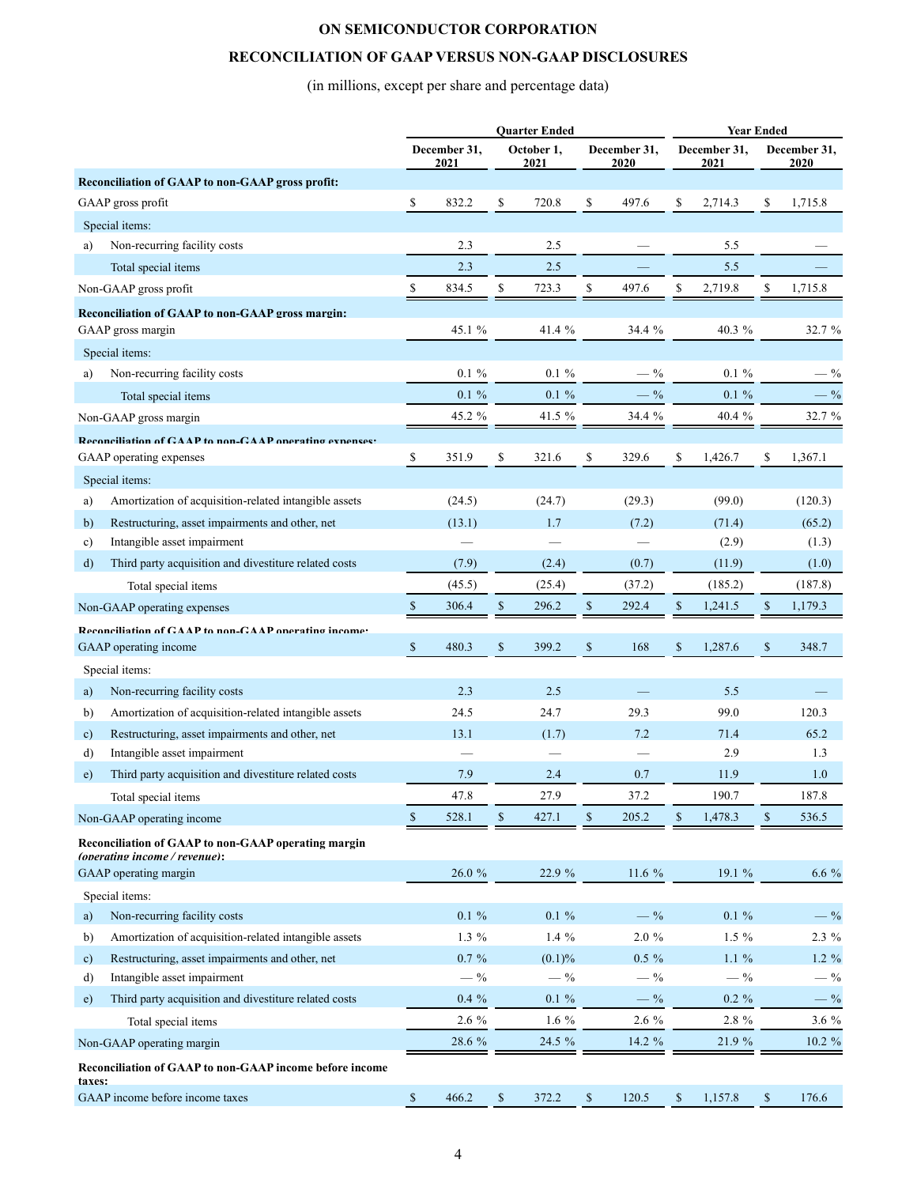**ON SEMICONDUCTOR CORPORATION**

**RECONCILIATION OF GAAP VERSUS NON-GAAP DISCLOSURES**

(in millions, except per share and percentage data)

| | Quarter Ended | | | Year Ended | |
|---|---|---|---|---|---|
| | December 31, 2021 | October 1, 2021 | December 31, 2020 | December 31, 2021 | December 31, 2020 |
| **Reconciliation of GAAP to non-GAAP gross profit:** | | | | | |
| GAAP gross profit | $ 832.2 | $ 720.8 | $ 497.6 | $ 2,714.3 | $ 1,715.8 |
| Special items: | | | | | |
| a) Non-recurring facility costs | 2.3 | 2.5 | — | 5.5 | — |
| Total special items | 2.3 | 2.5 | — | 5.5 | — |
| Non-GAAP gross profit | $ 834.5 | $ 723.3 | $ 497.6 | $ 2,719.8 | $ 1,715.8 |
| **Reconciliation of GAAP to non-GAAP gross margin:** | | | | | |
| GAAP gross margin | 45.1 % | 41.4 % | 34.4 % | 40.3 % | 32.7 % |
| Special items: | | | | | |
| a) Non-recurring facility costs | 0.1 % | 0.1 % | — % | 0.1 % | — % |
| Total special items | 0.1 % | 0.1 % | — % | 0.1 % | — % |
| Non-GAAP gross margin | 45.2 % | 41.5 % | 34.4 % | 40.4 % | 32.7 % |
| **Reconciliation of GAAP to non-GAAP operating expenses:** | | | | | |
| GAAP operating expenses | $ 351.9 | $ 321.6 | $ 329.6 | $ 1,426.7 | $ 1,367.1 |
| Special items: | | | | | |
| a) Amortization of acquisition-related intangible assets | (24.5) | (24.7) | (29.3) | (99.0) | (120.3) |
| b) Restructuring, asset impairments and other, net | (13.1) | 1.7 | (7.2) | (71.4) | (65.2) |
| c) Intangible asset impairment | — | — | — | (2.9) | (1.3) |
| d) Third party acquisition and divestiture related costs | (7.9) | (2.4) | (0.7) | (11.9) | (1.0) |
| Total special items | (45.5) | (25.4) | (37.2) | (185.2) | (187.8) |
| Non-GAAP operating expenses | $ 306.4 | $ 296.2 | $ 292.4 | $ 1,241.5 | $ 1,179.3 |
| **Reconciliation of GAAP to non-GAAP operating income:** | | | | | |
| GAAP operating income | $ 480.3 | $ 399.2 | $ 168 | $ 1,287.6 | $ 348.7 |
| Special items: | | | | | |
| a) Non-recurring facility costs | 2.3 | 2.5 | — | 5.5 | — |
| b) Amortization of acquisition-related intangible assets | 24.5 | 24.7 | 29.3 | 99.0 | 120.3 |
| c) Restructuring, asset impairments and other, net | 13.1 | (1.7) | 7.2 | 71.4 | 65.2 |
| d) Intangible asset impairment | — | — | — | 2.9 | 1.3 |
| e) Third party acquisition and divestiture related costs | 7.9 | 2.4 | 0.7 | 11.9 | 1.0 |
| Total special items | 47.8 | 27.9 | 37.2 | 190.7 | 187.8 |
| Non-GAAP operating income | $ 528.1 | $ 427.1 | $ 205.2 | $ 1,478.3 | $ 536.5 |
| **Reconciliation of GAAP to non-GAAP operating margin *(operating income / revenue)*:** | | | | | |
| GAAP operating margin | 26.0 % | 22.9 % | 11.6 % | 19.1 % | 6.6 % |
| Special items: | | | | | |
| a) Non-recurring facility costs | 0.1 % | 0.1 % | — % | 0.1 % | — % |
| b) Amortization of acquisition-related intangible assets | 1.3 % | 1.4 % | 2.0 % | 1.5 % | 2.3 % |
| c) Restructuring, asset impairments and other, net | 0.7 % | (0.1)% | 0.5 % | 1.1 % | 1.2 % |
| d) Intangible asset impairment | — % | — % | — % | — % | — % |
| e) Third party acquisition and divestiture related costs | 0.4 % | 0.1 % | — % | 0.2 % | — % |
| Total special items | 2.6 % | 1.6 % | 2.6 % | 2.8 % | 3.6 % |
| Non-GAAP operating margin | 28.6 % | 24.5 % | 14.2 % | 21.9 % | 10.2 % |
| **Reconciliation of GAAP to non-GAAP income before income taxes:** | | | | | |
| GAAP income before income taxes | $ 466.2 | $ 372.2 | $ 120.5 | $ 1,157.8 | $ 176.6 |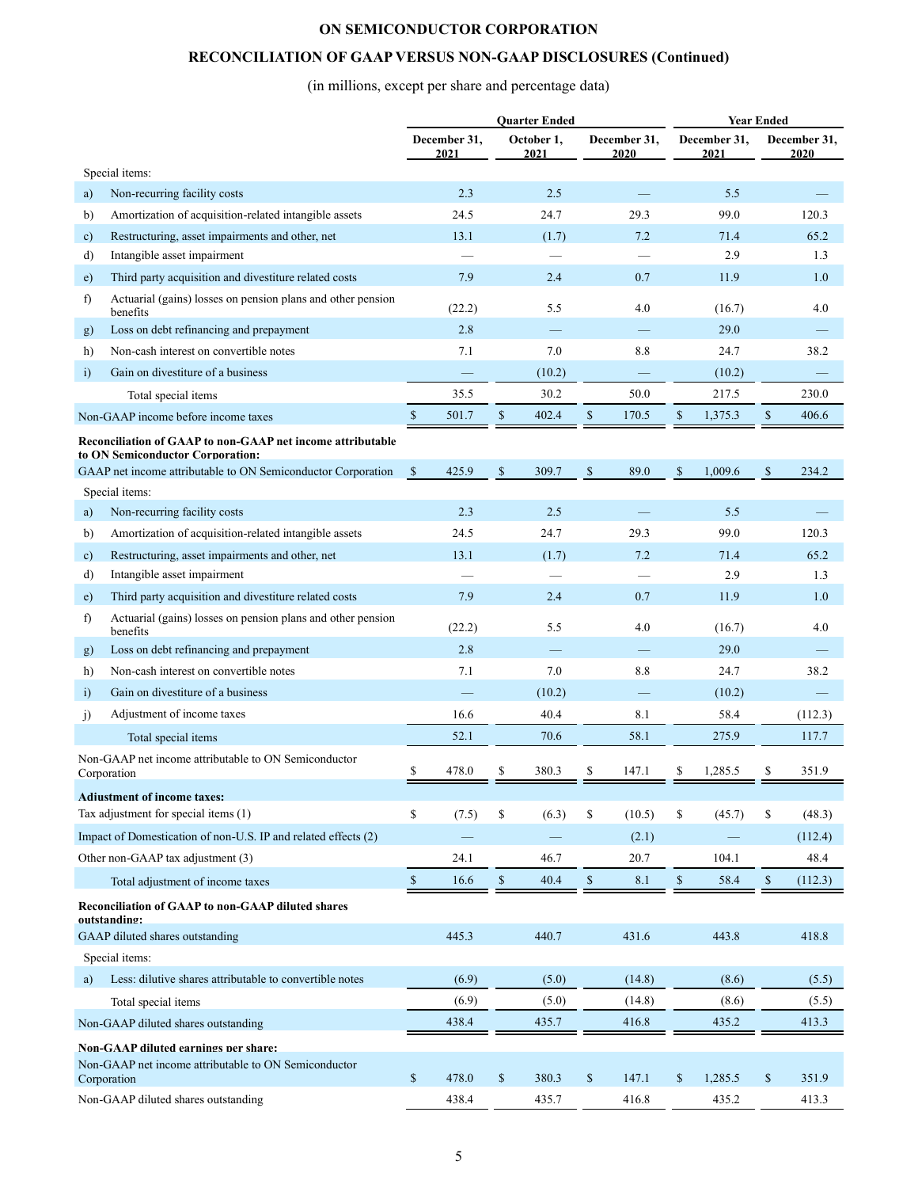# ON SEMICONDUCTOR CORPORATION

## RECONCILIATION OF GAAP VERSUS NON-GAAP DISCLOSURES (Continued)

(in millions, except per share and percentage data)

| | Quarter Ended | | | Year Ended | |
|---|---|---|---|---|---|
| | December 31, 2021 | October 1, 2021 | December 31, 2020 | December 31, 2021 | December 31, 2020 |
| Special items: | | | | | |
| a) Non-recurring facility costs | 2.3 | 2.5 | — | 5.5 | — |
| b) Amortization of acquisition-related intangible assets | 24.5 | 24.7 | 29.3 | 99.0 | 120.3 |
| c) Restructuring, asset impairments and other, net | 13.1 | (1.7) | 7.2 | 71.4 | 65.2 |
| d) Intangible asset impairment | — | — | — | 2.9 | 1.3 |
| e) Third party acquisition and divestiture related costs | 7.9 | 2.4 | 0.7 | 11.9 | 1.0 |
| f) Actuarial (gains) losses on pension plans and other pension benefits | (22.2) | 5.5 | 4.0 | (16.7) | 4.0 |
| g) Loss on debt refinancing and prepayment | 2.8 | — | — | 29.0 | — |
| h) Non-cash interest on convertible notes | 7.1 | 7.0 | 8.8 | 24.7 | 38.2 |
| i) Gain on divestiture of a business | — | (10.2) | — | (10.2) | — |
| Total special items | 35.5 | 30.2 | 50.0 | 217.5 | 230.0 |
| Non-GAAP income before income taxes | $ 501.7 | $ 402.4 | $ 170.5 | $ 1,375.3 | $ 406.6 |
| **Reconciliation of GAAP to non-GAAP net income attributable to ON Semiconductor Corporation:** | | | | | |
| GAAP net income attributable to ON Semiconductor Corporation | $ 425.9 | $ 309.7 | $ 89.0 | $ 1,009.6 | $ 234.2 |
| Special items: | | | | | |
| a) Non-recurring facility costs | 2.3 | 2.5 | — | 5.5 | — |
| b) Amortization of acquisition-related intangible assets | 24.5 | 24.7 | 29.3 | 99.0 | 120.3 |
| c) Restructuring, asset impairments and other, net | 13.1 | (1.7) | 7.2 | 71.4 | 65.2 |
| d) Intangible asset impairment | — | — | — | 2.9 | 1.3 |
| e) Third party acquisition and divestiture related costs | 7.9 | 2.4 | 0.7 | 11.9 | 1.0 |
| f) Actuarial (gains) losses on pension plans and other pension benefits | (22.2) | 5.5 | 4.0 | (16.7) | 4.0 |
| g) Loss on debt refinancing and prepayment | 2.8 | — | — | 29.0 | — |
| h) Non-cash interest on convertible notes | 7.1 | 7.0 | 8.8 | 24.7 | 38.2 |
| i) Gain on divestiture of a business | — | (10.2) | — | (10.2) | — |
| j) Adjustment of income taxes | 16.6 | 40.4 | 8.1 | 58.4 | (112.3) |
| Total special items | 52.1 | 70.6 | 58.1 | 275.9 | 117.7 |
| Non-GAAP net income attributable to ON Semiconductor Corporation | $ 478.0 | $ 380.3 | $ 147.1 | $ 1,285.5 | $ 351.9 |
| **Adjustment of income taxes:** | | | | | |
| Tax adjustment for special items (1) | $ (7.5) | $ (6.3) | $ (10.5) | $ (45.7) | $ (48.3) |
| Impact of Domestication of non-U.S. IP and related effects (2) | — | — | (2.1) | — | (112.4) |
| Other non-GAAP tax adjustment (3) | 24.1 | 46.7 | 20.7 | 104.1 | 48.4 |
| Total adjustment of income taxes | $ 16.6 | $ 40.4 | $ 8.1 | $ 58.4 | $ (112.3) |
| **Reconciliation of GAAP to non-GAAP diluted shares outstanding:** | | | | | |
| GAAP diluted shares outstanding | 445.3 | 440.7 | 431.6 | 443.8 | 418.8 |
| Special items: | | | | | |
| a) Less: dilutive shares attributable to convertible notes | (6.9) | (5.0) | (14.8) | (8.6) | (5.5) |
| Total special items | (6.9) | (5.0) | (14.8) | (8.6) | (5.5) |
| Non-GAAP diluted shares outstanding | 438.4 | 435.7 | 416.8 | 435.2 | 413.3 |
| **Non-GAAP diluted earnings per share:** | | | | | |
| Non-GAAP net income attributable to ON Semiconductor Corporation | $ 478.0 | $ 380.3 | $ 147.1 | $ 1,285.5 | $ 351.9 |
| Non-GAAP diluted shares outstanding | 438.4 | 435.7 | 416.8 | 435.2 | 413.3 |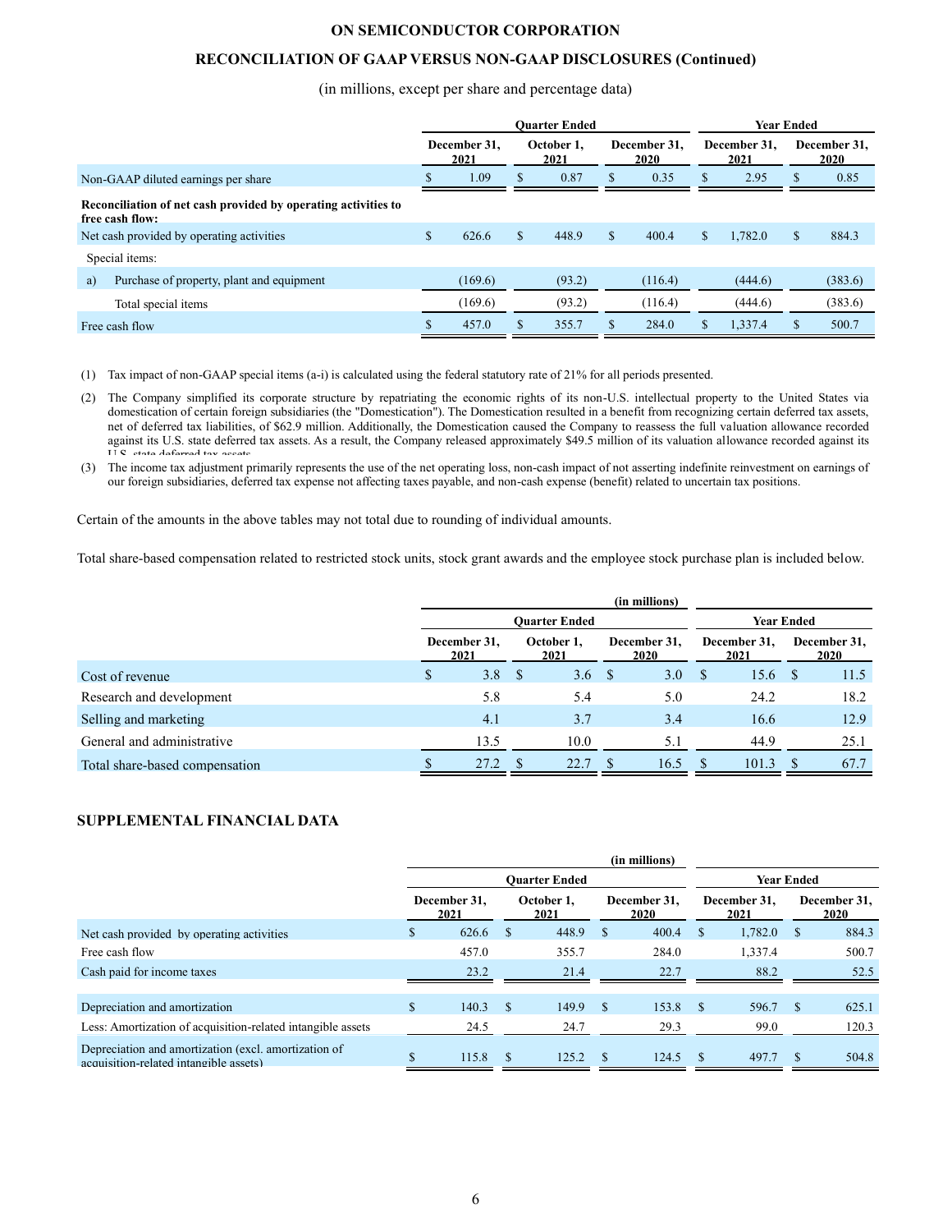**ON SEMICONDUCTOR CORPORATION**

**RECONCILIATION OF GAAP VERSUS NON-GAAP DISCLOSURES (Continued)**

(in millions, except per share and percentage data)

| | Quarter Ended | | | Year Ended | |
|---|---|---|---|---|---|
| | December 31, 2021 | October 1, 2021 | December 31, 2020 | December 31, 2021 | December 31, 2020 |
| Non-GAAP diluted earnings per share | $ 1.09 | $ 0.87 | $ 0.35 | $ 2.95 | $ 0.85 |
| **Reconciliation of net cash provided by operating activities to free cash flow:** | | | | | |
| Net cash provided by operating activities | $ 626.6 | $ 448.9 | $ 400.4 | $ 1,782.0 | $ 884.3 |
| Special items: | | | | | |
| a) Purchase of property, plant and equipment | (169.6) | (93.2) | (116.4) | (444.6) | (383.6) |
| Total special items | (169.6) | (93.2) | (116.4) | (444.6) | (383.6) |
| Free cash flow | $ 457.0 | $ 355.7 | $ 284.0 | $ 1,337.4 | $ 500.7 |

(1) Tax impact of non-GAAP special items (a-i) is calculated using the federal statutory rate of 21% for all periods presented.

(2) The Company simplified its corporate structure by repatriating the economic rights of its non-U.S. intellectual property to the United States via domestication of certain foreign subsidiaries (the "Domestication"). The Domestication resulted in a benefit from recognizing certain deferred tax assets, net of deferred tax liabilities, of $62.9 million. Additionally, the Domestication caused the Company to reassess the full valuation allowance recorded against its U.S. state deferred tax assets. As a result, the Company released approximately $49.5 million of its valuation allowance recorded against its U.S. state deferred tax assets.

(3) The income tax adjustment primarily represents the use of the net operating loss, non-cash impact of not asserting indefinite reinvestment on earnings of our foreign subsidiaries, deferred tax expense not affecting taxes payable, and non-cash expense (benefit) related to uncertain tax positions.

Certain of the amounts in the above tables may not total due to rounding of individual amounts.

Total share-based compensation related to restricted stock units, stock grant awards and the employee stock purchase plan is included below.

| (in millions) | Quarter Ended | | | Year Ended | |
|---|---|---|---|---|---|
| | December 31, 2021 | October 1, 2021 | December 31, 2020 | December 31, 2021 | December 31, 2020 |
| Cost of revenue | $ 3.8 | $ 3.6 | $ 3.0 | $ 15.6 | $ 11.5 |
| Research and development | 5.8 | 5.4 | 5.0 | 24.2 | 18.2 |
| Selling and marketing | 4.1 | 3.7 | 3.4 | 16.6 | 12.9 |
| General and administrative | 13.5 | 10.0 | 5.1 | 44.9 | 25.1 |
| Total share-based compensation | $ 27.2 | $ 22.7 | $ 16.5 | $ 101.3 | $ 67.7 |

**SUPPLEMENTAL FINANCIAL DATA**

| (in millions) | Quarter Ended | | | Year Ended | |
|---|---|---|---|---|---|
| | December 31, 2021 | October 1, 2021 | December 31, 2020 | December 31, 2021 | December 31, 2020 |
| Net cash provided by operating activities | $ 626.6 | $ 448.9 | $ 400.4 | $ 1,782.0 | $ 884.3 |
| Free cash flow | 457.0 | 355.7 | 284.0 | 1,337.4 | 500.7 |
| Cash paid for income taxes | 23.2 | 21.4 | 22.7 | 88.2 | 52.5 |
| | | | | | |
| Depreciation and amortization | $ 140.3 | $ 149.9 | $ 153.8 | $ 596.7 | $ 625.1 |
| Less: Amortization of acquisition-related intangible assets | 24.5 | 24.7 | 29.3 | 99.0 | 120.3 |
| Depreciation and amortization (excl. amortization of acquisition-related intangible assets) | $ 115.8 | $ 125.2 | $ 124.5 | $ 497.7 | $ 504.8 |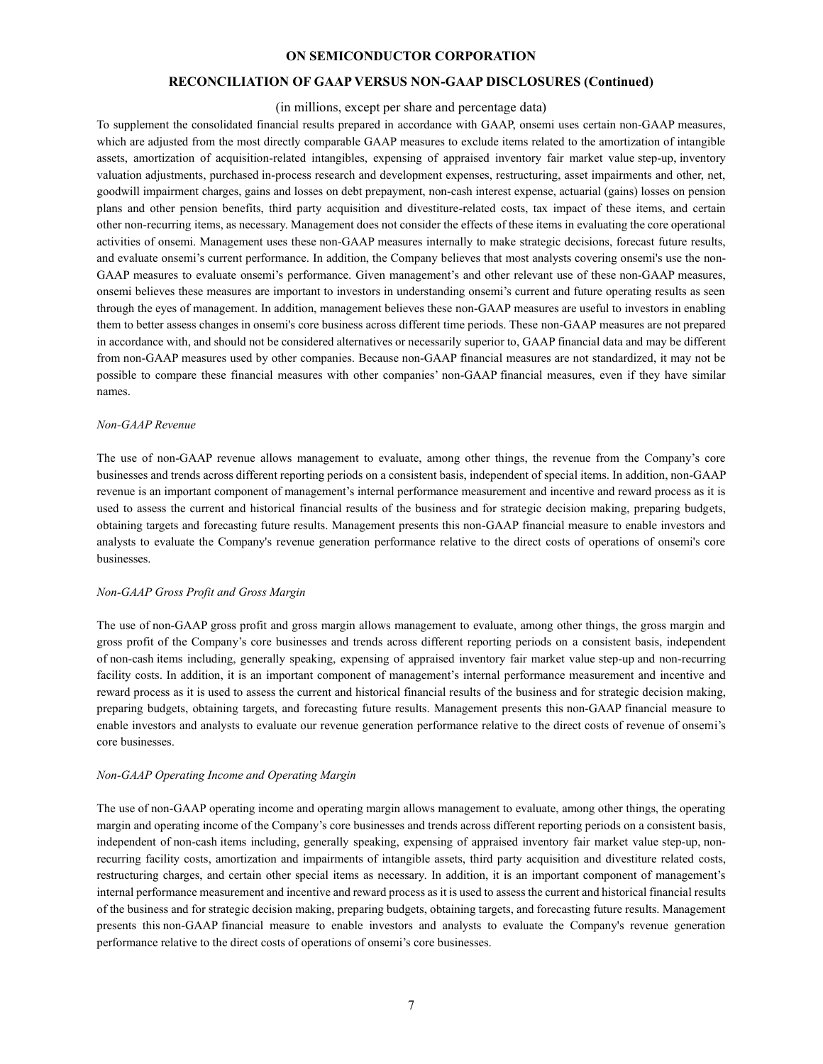# ON SEMICONDUCTOR CORPORATION

## RECONCILIATION OF GAAP VERSUS NON-GAAP DISCLOSURES (Continued)

(in millions, except per share and percentage data)

To supplement the consolidated financial results prepared in accordance with GAAP, onsemi uses certain non-GAAP measures, which are adjusted from the most directly comparable GAAP measures to exclude items related to the amortization of intangible assets, amortization of acquisition-related intangibles, expensing of appraised inventory fair market value step-up, inventory valuation adjustments, purchased in-process research and development expenses, restructuring, asset impairments and other, net, goodwill impairment charges, gains and losses on debt prepayment, non-cash interest expense, actuarial (gains) losses on pension plans and other pension benefits, third party acquisition and divestiture-related costs, tax impact of these items, and certain other non-recurring items, as necessary. Management does not consider the effects of these items in evaluating the core operational activities of onsemi. Management uses these non-GAAP measures internally to make strategic decisions, forecast future results, and evaluate onsemi's current performance. In addition, the Company believes that most analysts covering onsemi's use the non-GAAP measures to evaluate onsemi's performance. Given management's and other relevant use of these non-GAAP measures, onsemi believes these measures are important to investors in understanding onsemi's current and future operating results as seen through the eyes of management. In addition, management believes these non-GAAP measures are useful to investors in enabling them to better assess changes in onsemi's core business across different time periods. These non-GAAP measures are not prepared in accordance with, and should not be considered alternatives or necessarily superior to, GAAP financial data and may be different from non-GAAP measures used by other companies. Because non-GAAP financial measures are not standardized, it may not be possible to compare these financial measures with other companies' non-GAAP financial measures, even if they have similar names.

*Non-GAAP Revenue*

The use of non-GAAP revenue allows management to evaluate, among other things, the revenue from the Company's core businesses and trends across different reporting periods on a consistent basis, independent of special items. In addition, non-GAAP revenue is an important component of management's internal performance measurement and incentive and reward process as it is used to assess the current and historical financial results of the business and for strategic decision making, preparing budgets, obtaining targets and forecasting future results. Management presents this non-GAAP financial measure to enable investors and analysts to evaluate the Company's revenue generation performance relative to the direct costs of operations of onsemi's core businesses.

*Non-GAAP Gross Profit and Gross Margin*

The use of non-GAAP gross profit and gross margin allows management to evaluate, among other things, the gross margin and gross profit of the Company's core businesses and trends across different reporting periods on a consistent basis, independent of non-cash items including, generally speaking, expensing of appraised inventory fair market value step-up and non-recurring facility costs. In addition, it is an important component of management's internal performance measurement and incentive and reward process as it is used to assess the current and historical financial results of the business and for strategic decision making, preparing budgets, obtaining targets, and forecasting future results. Management presents this non-GAAP financial measure to enable investors and analysts to evaluate our revenue generation performance relative to the direct costs of revenue of onsemi's core businesses.

*Non-GAAP Operating Income and Operating Margin*

The use of non-GAAP operating income and operating margin allows management to evaluate, among other things, the operating margin and operating income of the Company's core businesses and trends across different reporting periods on a consistent basis, independent of non-cash items including, generally speaking, expensing of appraised inventory fair market value step-up, non-recurring facility costs, amortization and impairments of intangible assets, third party acquisition and divestiture related costs, restructuring charges, and certain other special items as necessary. In addition, it is an important component of management's internal performance measurement and incentive and reward process as it is used to assess the current and historical financial results of the business and for strategic decision making, preparing budgets, obtaining targets, and forecasting future results. Management presents this non-GAAP financial measure to enable investors and analysts to evaluate the Company's revenue generation performance relative to the direct costs of operations of onsemi's core businesses.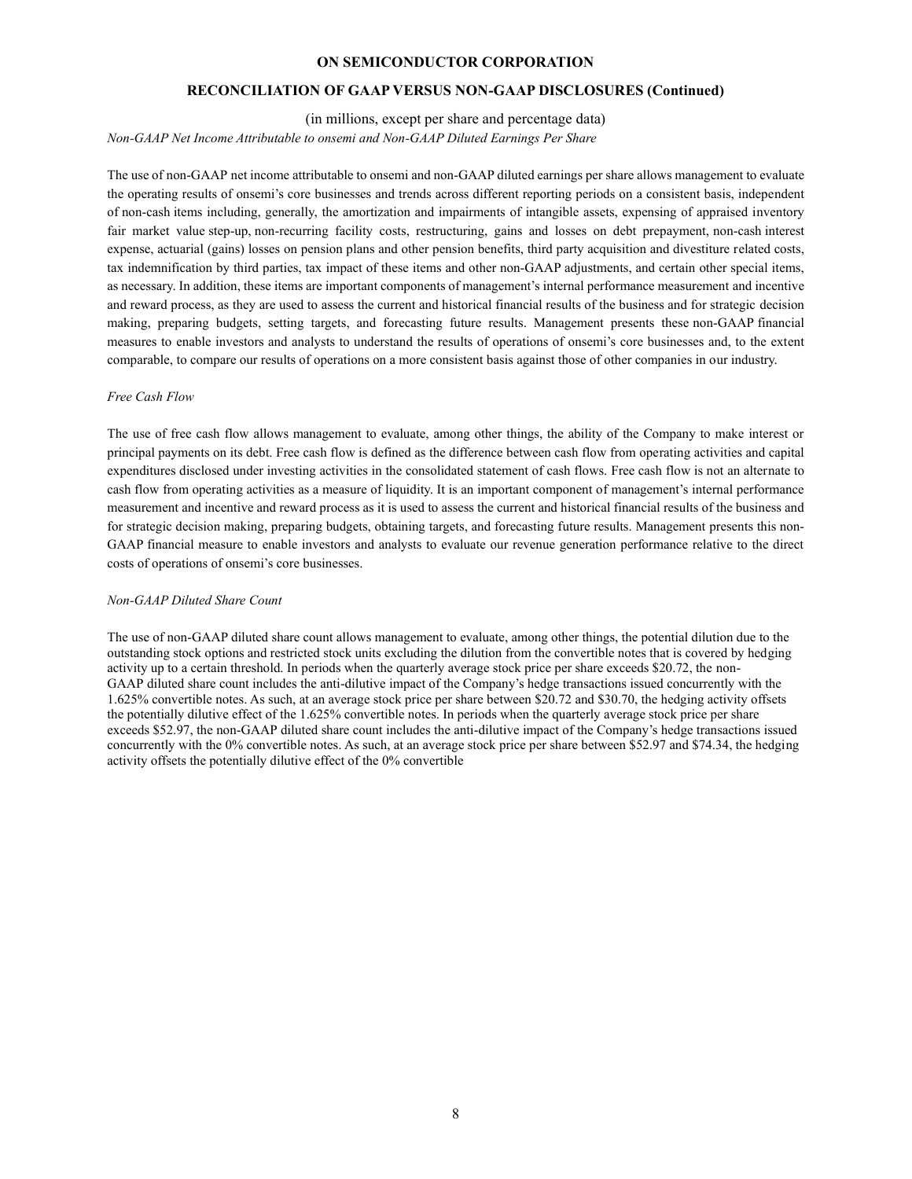**ON SEMICONDUCTOR CORPORATION**

**RECONCILIATION OF GAAP VERSUS NON-GAAP DISCLOSURES (Continued)**

(in millions, except per share and percentage data)

*Non-GAAP Net Income Attributable to onsemi and Non-GAAP Diluted Earnings Per Share*

The use of non-GAAP net income attributable to onsemi and non-GAAP diluted earnings per share allows management to evaluate the operating results of onsemi's core businesses and trends across different reporting periods on a consistent basis, independent of non-cash items including, generally, the amortization and impairments of intangible assets, expensing of appraised inventory fair market value step-up, non-recurring facility costs, restructuring, gains and losses on debt prepayment, non-cash interest expense, actuarial (gains) losses on pension plans and other pension benefits, third party acquisition and divestiture related costs, tax indemnification by third parties, tax impact of these items and other non-GAAP adjustments, and certain other special items, as necessary. In addition, these items are important components of management's internal performance measurement and incentive and reward process, as they are used to assess the current and historical financial results of the business and for strategic decision making, preparing budgets, setting targets, and forecasting future results. Management presents these non-GAAP financial measures to enable investors and analysts to understand the results of operations of onsemi's core businesses and, to the extent comparable, to compare our results of operations on a more consistent basis against those of other companies in our industry.

*Free Cash Flow*

The use of free cash flow allows management to evaluate, among other things, the ability of the Company to make interest or principal payments on its debt. Free cash flow is defined as the difference between cash flow from operating activities and capital expenditures disclosed under investing activities in the consolidated statement of cash flows. Free cash flow is not an alternate to cash flow from operating activities as a measure of liquidity. It is an important component of management's internal performance measurement and incentive and reward process as it is used to assess the current and historical financial results of the business and for strategic decision making, preparing budgets, obtaining targets, and forecasting future results. Management presents this non-GAAP financial measure to enable investors and analysts to evaluate our revenue generation performance relative to the direct costs of operations of onsemi's core businesses.

*Non-GAAP Diluted Share Count*

The use of non-GAAP diluted share count allows management to evaluate, among other things, the potential dilution due to the outstanding stock options and restricted stock units excluding the dilution from the convertible notes that is covered by hedging activity up to a certain threshold. In periods when the quarterly average stock price per share exceeds $20.72, the non-GAAP diluted share count includes the anti-dilutive impact of the Company's hedge transactions issued concurrently with the 1.625% convertible notes. As such, at an average stock price per share between $20.72 and $30.70, the hedging activity offsets the potentially dilutive effect of the 1.625% convertible notes. In periods when the quarterly average stock price per share exceeds $52.97, the non-GAAP diluted share count includes the anti-dilutive impact of the Company's hedge transactions issued concurrently with the 0% convertible notes. As such, at an average stock price per share between $52.97 and $74.34, the hedging activity offsets the potentially dilutive effect of the 0% convertible